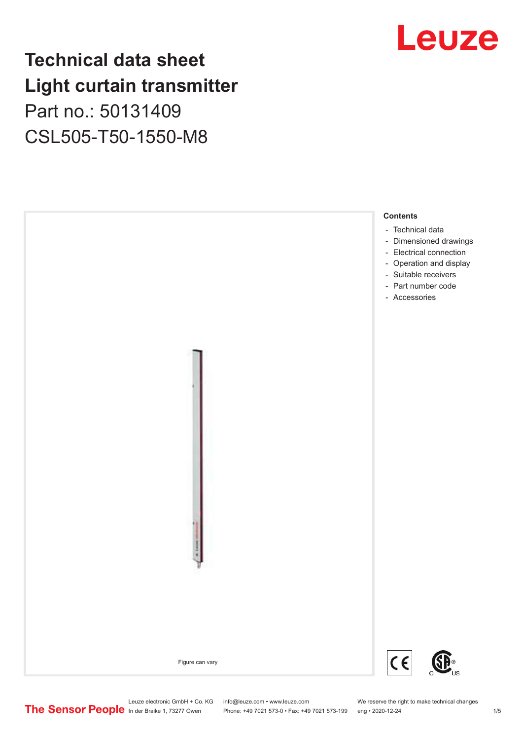# Technical data sheet
# Light curtain transmitter
## Part no.: 50131409
## CSL505-T50-1550-M8

Figure can vary

**Contents**

- Technical data
- Dimensioned drawings
- Electrical connection
- Operation and display
- Suitable receivers
- Part number code
- Accessories

Leuze electronic GmbH + Co. KG
In der Braike 1, 73277 Owen

info@leuze.com • www.leuze.com
Phone: +49 7021 573-0 • Fax: +49 7021 573-199

We reserve the right to make technical changes
eng • 2020-12-24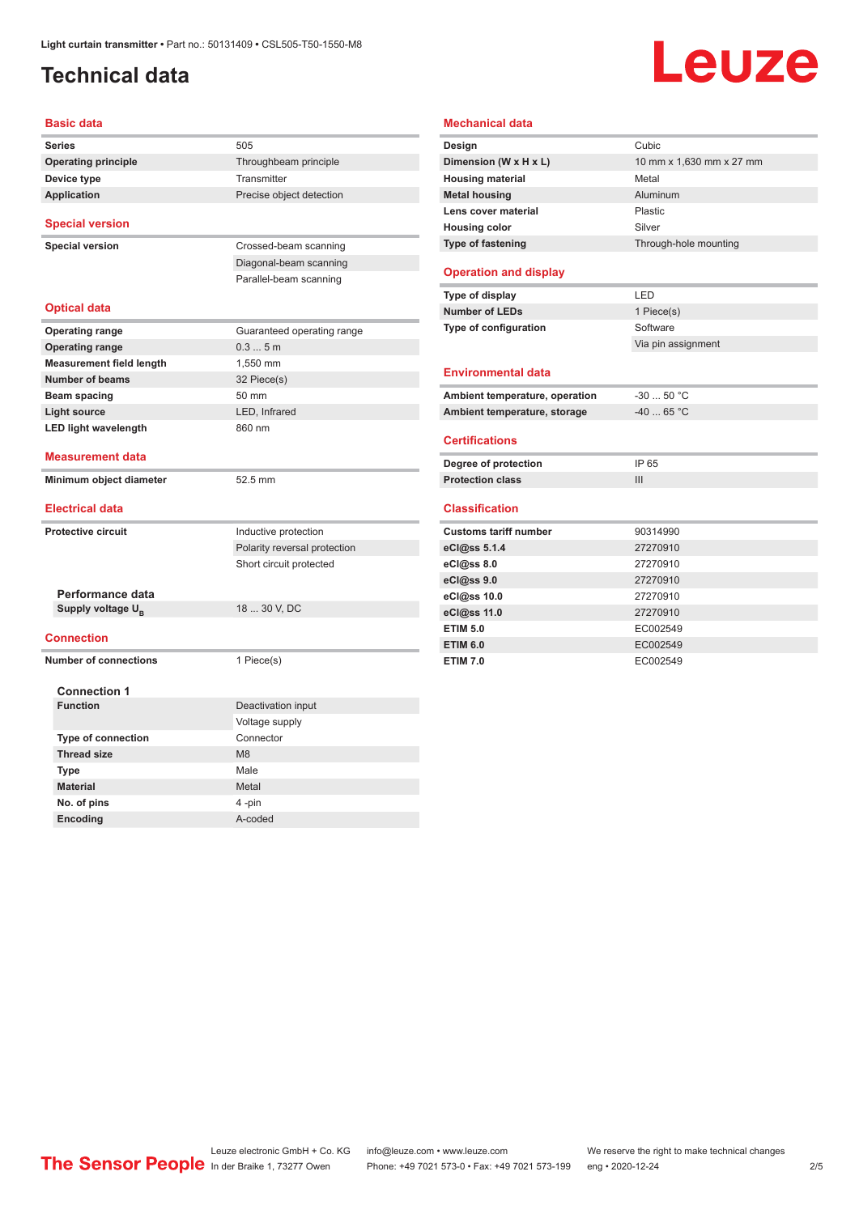# Technical data

## Basic data

| | |
|---|---|
| **Series** | 505 |
| **Operating principle** | Throughbeam principle |
| **Device type** | Transmitter |
| **Application** | Precise object detection |

## Special version

| | |
|---|---|
| **Special version** | Crossed-beam scanning |
| | Diagonal-beam scanning |
| | Parallel-beam scanning |

## Optical data

| | |
|---|---|
| **Operating range** | Guaranteed operating range |
| **Operating range** | 0.3 ... 5 m |
| **Measurement field length** | 1,550 mm |
| **Number of beams** | 32 Piece(s) |
| **Beam spacing** | 50 mm |
| **Light source** | LED, Infrared |
| **LED light wavelength** | 860 nm |

## Measurement data

| | |
|---|---|
| **Minimum object diameter** | 52.5 mm |

## Electrical data

| | |
|---|---|
| **Protective circuit** | Inductive protection |
| | Polarity reversal protection |
| | Short circuit protected |

### Performance data

| | |
|---|---|
| **Supply voltage $U_B$** | 18 ... 30 V, DC |

## Connection

| | |
|---|---|
| **Number of connections** | 1 Piece(s) |

### Connection 1

| | |
|---|---|
| **Function** | Deactivation input |
| | Voltage supply |
| **Type of connection** | Connector |
| **Thread size** | M8 |
| **Type** | Male |
| **Material** | Metal |
| **No. of pins** | 4 -pin |
| **Encoding** | A-coded |

## Mechanical data

| | |
|---|---|
| **Design** | Cubic |
| **Dimension (W x H x L)** | 10 mm x 1,630 mm x 27 mm |
| **Housing material** | Metal |
| **Metal housing** | Aluminum |
| **Lens cover material** | Plastic |
| **Housing color** | Silver |
| **Type of fastening** | Through-hole mounting |

## Operation and display

| | |
|---|---|
| **Type of display** | LED |
| **Number of LEDs** | 1 Piece(s) |
| **Type of configuration** | Software |
| | Via pin assignment |

## Environmental data

| | |
|---|---|
| **Ambient temperature, operation** | -30 ... 50 °C |
| **Ambient temperature, storage** | -40 ... 65 °C |

## Certifications

| | |
|---|---|
| **Degree of protection** | IP 65 |
| **Protection class** | III |

## Classification

| | |
|---|---|
| **Customs tariff number** | 90314990 |
| **eCl@ss 5.1.4** | 27270910 |
| **eCl@ss 8.0** | 27270910 |
| **eCl@ss 9.0** | 27270910 |
| **eCl@ss 10.0** | 27270910 |
| **eCl@ss 11.0** | 27270910 |
| **ETIM 5.0** | EC002549 |
| **ETIM 6.0** | EC002549 |
| **ETIM 7.0** | EC002549 |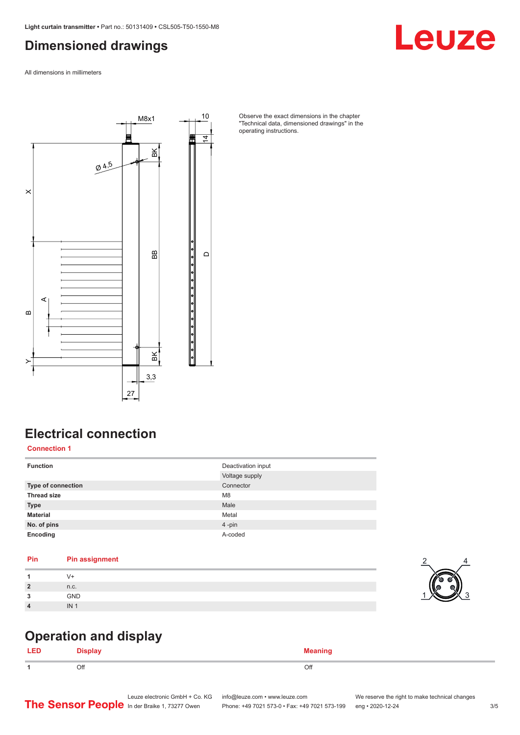## Dimensioned drawings

All dimensions in millimeters

Observe the exact dimensions in the chapter "Technical data, dimensioned drawings" in the operating instructions.

## Electrical connection

### Connection 1

| Function | Deactivation input |
| --- | --- |
| | Voltage supply |
| **Type of connection** | Connector |
| **Thread size** | M8 |
| **Type** | Male |
| **Material** | Metal |
| **No. of pins** | 4 -pin |
| **Encoding** | A-coded |

| Pin | Pin assignment |
| --- | --- |
| 1 | V+ |
| 2 | n.c. |
| 3 | GND |
| 4 | IN 1 |

## Operation and display

| LED | Display | Meaning |
| --- | --- | --- |
| 1 | Off | Off |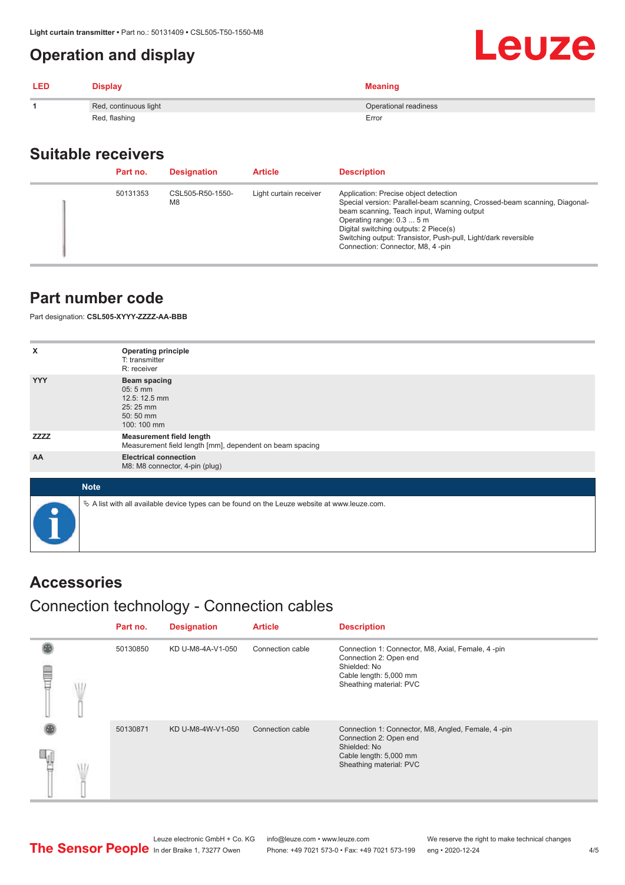# Operation and display

| LED | Display | Meaning |
| --- | --- | --- |
| 1 | Red, continuous light | Operational readiness |
|  | Red, flashing | Error |

## Suitable receivers

| Part no. | Designation | Article | Description |
| --- | --- | --- | --- |
| 50131353 | CSL505-R50-1550-M8 | Light curtain receiver | Application: Precise object detection<br>Special version: Parallel-beam scanning, Crossed-beam scanning, Diagonal-beam scanning, Teach input, Warning output<br>Operating range: 0.3 ... 5 m<br>Digital switching outputs: 2 Piece(s)<br>Switching output: Transistor, Push-pull, Light/dark reversible<br>Connection: Connector, M8, 4 -pin |

## Part number code

Part designation: **CSL505-XYYY-ZZZZ-AA-BBB**

| | |
| --- | --- |
| X | **Operating principle**<br>T: transmitter<br>R: receiver |
| YYY | **Beam spacing**<br>05: 5 mm<br>12.5: 12.5 mm<br>25: 25 mm<br>50: 50 mm<br>100: 100 mm |
| ZZZZ | **Measurement field length**<br>Measurement field length [mm], dependent on beam spacing |
| AA | **Electrical connection**<br>M8: M8 connector, 4-pin (plug) |

**Note**

A list with all available device types can be found on the Leuze website at www.leuze.com.

## Accessories

### Connection technology - Connection cables

| Part no. | Designation | Article | Description |
| --- | --- | --- | --- |
| 50130850 | KD U-M8-4A-V1-050 | Connection cable | Connection 1: Connector, M8, Axial, Female, 4 -pin<br>Connection 2: Open end<br>Shielded: No<br>Cable length: 5,000 mm<br>Sheathing material: PVC |
| 50130871 | KD U-M8-4W-V1-050 | Connection cable | Connection 1: Connector, M8, Angled, Female, 4 -pin<br>Connection 2: Open end<br>Shielded: No<br>Cable length: 5,000 mm<br>Sheathing material: PVC |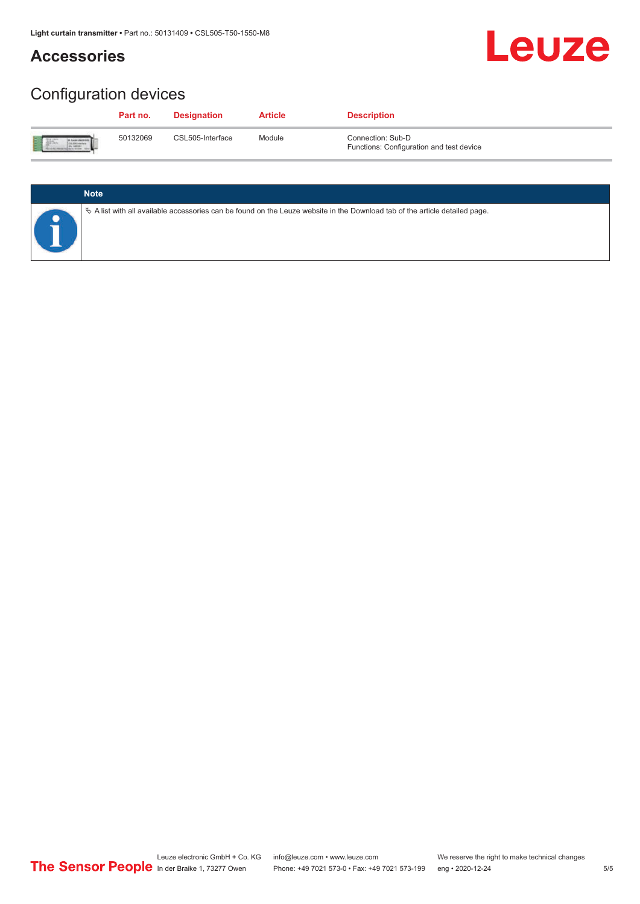## Accessories

### Configuration devices

| | Part no. | Designation | Article | Description |
|---|---|---|---|---|
| | 50132069 | CSL505-Interface | Module | Connection: Sub-D<br>Functions: Configuration and test device |

**Note**

↳ A list with all available accessories can be found on the Leuze website in the Download tab of the article detailed page.